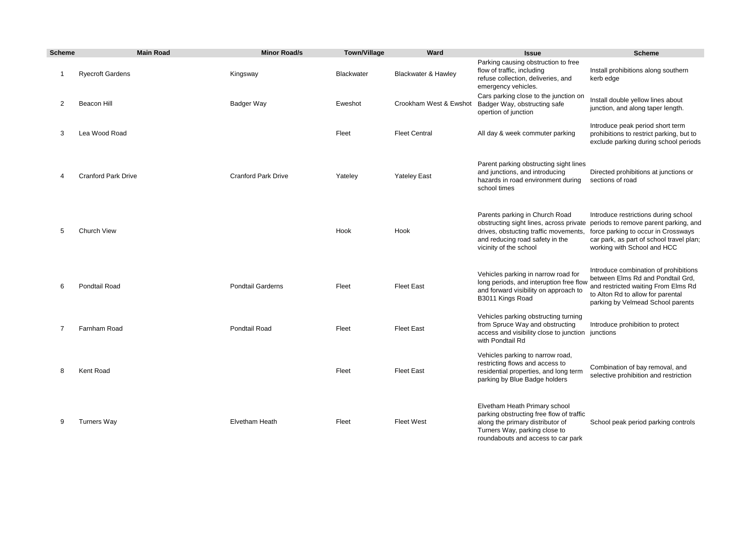| Scheme | Main Road | Minor Road/s | Town/Village | Ward | Issue | Scheme |
|---|---|---|---|---|---|---|
| 1 | Ryecroft Gardens | Kingsway | Blackwater | Blackwater & Hawley | Parking causing obstruction to free flow of traffic, including refuse collection, deliveries, and emergency vehicles. | Install prohibitions along southern kerb edge |
| 2 | Beacon Hill | Badger Way | Eweshot | Crookham West & Ewshot | Cars parking close to the junction on Badger Way, obstructing safe opertion of junction | Install double yellow lines about junction, and along taper length. |
| 3 | Lea Wood Road | | Fleet | Fleet Central | All day & week commuter parking | Introduce peak period short term prohibitions to restrict parking, but to exclude parking during school periods |
| 4 | Cranford Park Drive | Cranford Park Drive | Yateley | Yateley East | Parent parking obstructing sight lines and junctions, and introducing hazards in road environment during school times | Directed prohibitions at junctions or sections of road |
| 5 | Church View | | Hook | Hook | Parents parking in Church Road obstructing sight lines, across private drives, obstucting traffic movements, and reducing road safety in the vicinity of the school | Introduce restrictions during school periods to remove parent parking, and force parking to occur in Crossways car park, as part of school travel plan; working with School and HCC |
| 6 | Pondtail Road | Pondtail Garderns | Fleet | Fleet East | Vehicles parking in narrow road for long periods, and interuption free flow and forward visibility on approach to B3011 Kings Road | Introduce combination of prohibitions between Elms Rd and Pondtail Grd, and restricted waiting From Elms Rd to Alton Rd to allow for parental parking by Velmead School parents |
| 7 | Farnham Road | Pondtail Road | Fleet | Fleet East | Vehicles parking obstructing turning from Spruce Way and obstructing access and visibility close to junction with Pondtail Rd | Introduce prohibition to protect junctions |
| 8 | Kent Road | | Fleet | Fleet East | Vehicles parking to narrow road, restricting flows and access to residential properties, and long term parking by Blue Badge holders | Combination of bay removal, and selective prohibition and restriction |
| 9 | Turners Way | Elvetham Heath | Fleet | Fleet West | Elvetham Heath Primary school parking obstructing free flow of traffic along the primary distributor of Turners Way, parking close to roundabouts and access to car park | School peak period parking controls |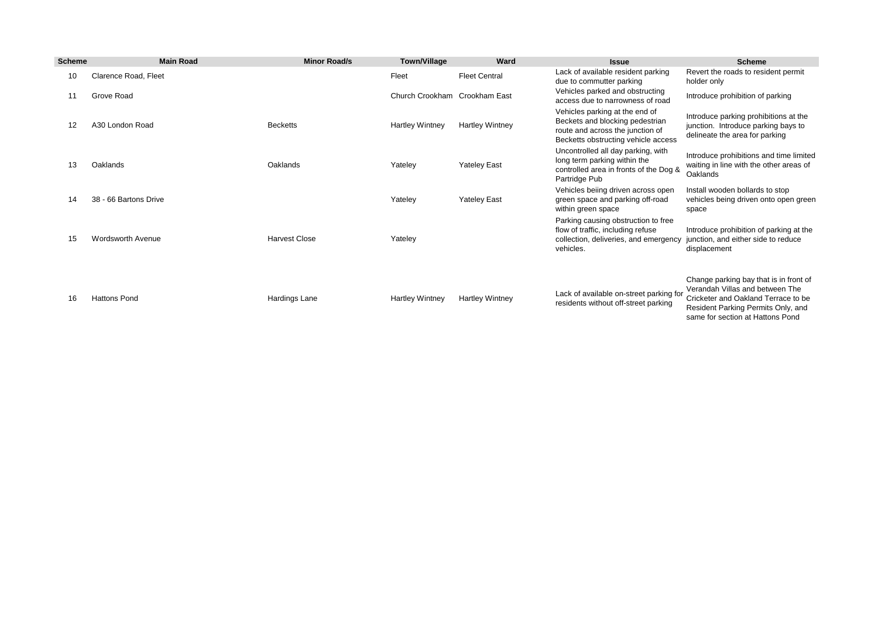| Scheme | Main Road | Minor Road/s | Town/Village | Ward | Issue | Scheme |
|---|---|---|---|---|---|---|
| 10 | Clarence Road, Fleet | | Fleet | Fleet Central | Lack of available resident parking due to commutter parking | Revert the roads to resident permit holder only |
| 11 | Grove Road | | Church Crookham | Crookham East | Vehicles parked and obstructing access due to narrowness of road | Introduce prohibition of parking |
| 12 | A30 London Road | Becketts | Hartley Wintney | Hartley Wintney | Vehicles parking at the end of Beckets and blocking pedestrian route and across the junction of Becketts obstructing vehicle access | Introduce parking prohibitions at the junction. Introduce parking bays to delineate the area for parking |
| 13 | Oaklands | Oaklands | Yateley | Yateley East | Uncontrolled all day parking, with long term parking within the controlled area in fronts of the Dog & Partridge Pub | Introduce prohibitions and time limited waiting in line with the other areas of Oaklands |
| 14 | 38 - 66 Bartons Drive | | Yateley | Yateley East | Vehicles beiing driven across open green space and parking off-road within green space | Install wooden bollards to stop vehicles being driven onto open green space |
| 15 | Wordsworth Avenue | Harvest Close | Yateley | | Parking causing obstruction to free flow of traffic, including refuse collection, deliveries, and emergency vehicles. | Introduce prohibition of parking at the junction, and either side to reduce displacement |
| 16 | Hattons Pond | Hardings Lane | Hartley Wintney | Hartley Wintney | Lack of available on-street parking for residents without off-street parking | Change parking bay that is in front of Verandah Villas and between The Cricketer and Oakland Terrace to be Resident Parking Permits Only, and same for section at Hattons Pond |